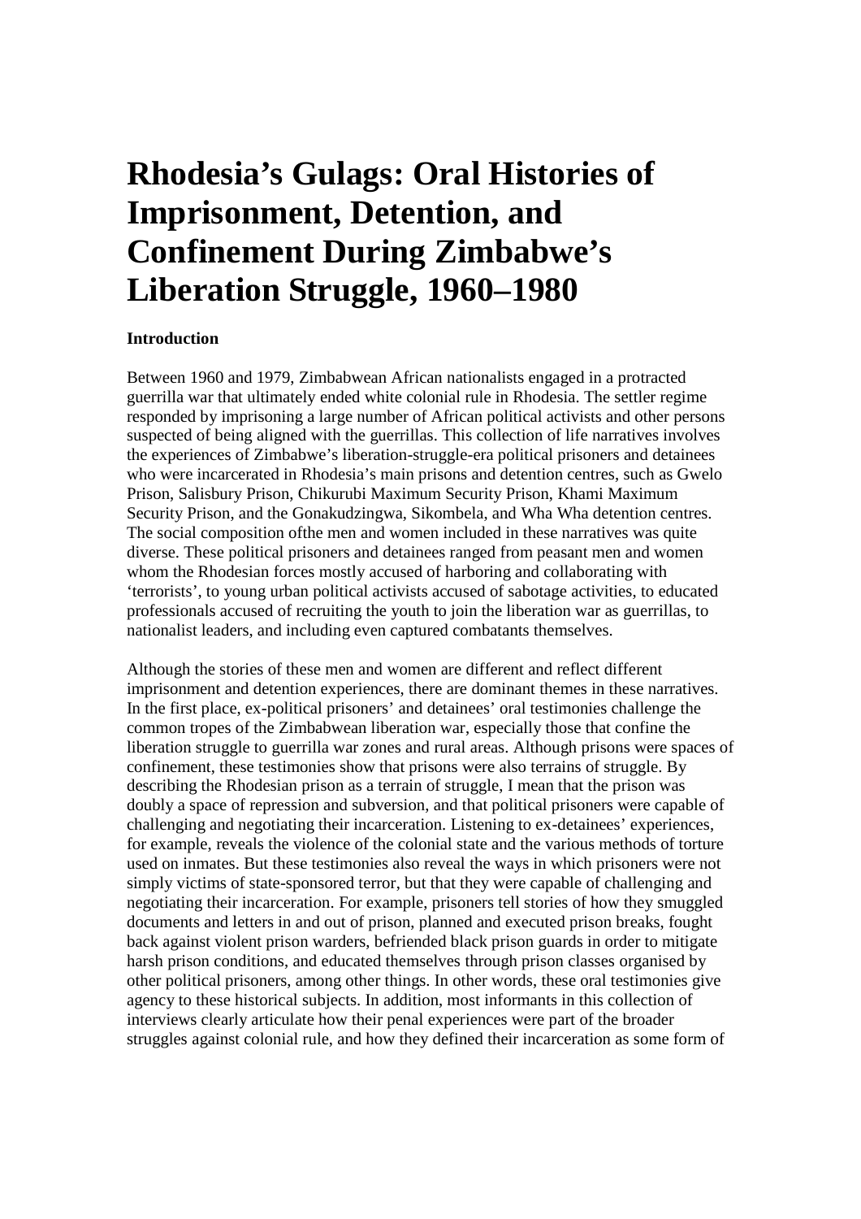# Rhodesia's Gulags: Oral Histories of Imprisonment, Detention, and Confinement During Zimbabwe's Liberation Struggle, 1960–1980

**Introduction**

Between 1960 and 1979, Zimbabwean African nationalists engaged in a protracted guerrilla war that ultimately ended white colonial rule in Rhodesia. The settler regime responded by imprisoning a large number of African political activists and other persons suspected of being aligned with the guerrillas. This collection of life narratives involves the experiences of Zimbabwe's liberation-struggle-era political prisoners and detainees who were incarcerated in Rhodesia's main prisons and detention centres, such as Gwelo Prison, Salisbury Prison, Chikurubi Maximum Security Prison, Khami Maximum Security Prison, and the Gonakudzingwa, Sikombela, and Wha Wha detention centres. The social composition ofthe men and women included in these narratives was quite diverse. These political prisoners and detainees ranged from peasant men and women whom the Rhodesian forces mostly accused of harboring and collaborating with 'terrorists', to young urban political activists accused of sabotage activities, to educated professionals accused of recruiting the youth to join the liberation war as guerrillas, to nationalist leaders, and including even captured combatants themselves.

Although the stories of these men and women are different and reflect different imprisonment and detention experiences, there are dominant themes in these narratives. In the first place, ex-political prisoners' and detainees' oral testimonies challenge the common tropes of the Zimbabwean liberation war, especially those that confine the liberation struggle to guerrilla war zones and rural areas. Although prisons were spaces of confinement, these testimonies show that prisons were also terrains of struggle. By describing the Rhodesian prison as a terrain of struggle, I mean that the prison was doubly a space of repression and subversion, and that political prisoners were capable of challenging and negotiating their incarceration. Listening to ex-detainees' experiences, for example, reveals the violence of the colonial state and the various methods of torture used on inmates. But these testimonies also reveal the ways in which prisoners were not simply victims of state-sponsored terror, but that they were capable of challenging and negotiating their incarceration. For example, prisoners tell stories of how they smuggled documents and letters in and out of prison, planned and executed prison breaks, fought back against violent prison warders, befriended black prison guards in order to mitigate harsh prison conditions, and educated themselves through prison classes organised by other political prisoners, among other things. In other words, these oral testimonies give agency to these historical subjects. In addition, most informants in this collection of interviews clearly articulate how their penal experiences were part of the broader struggles against colonial rule, and how they defined their incarceration as some form of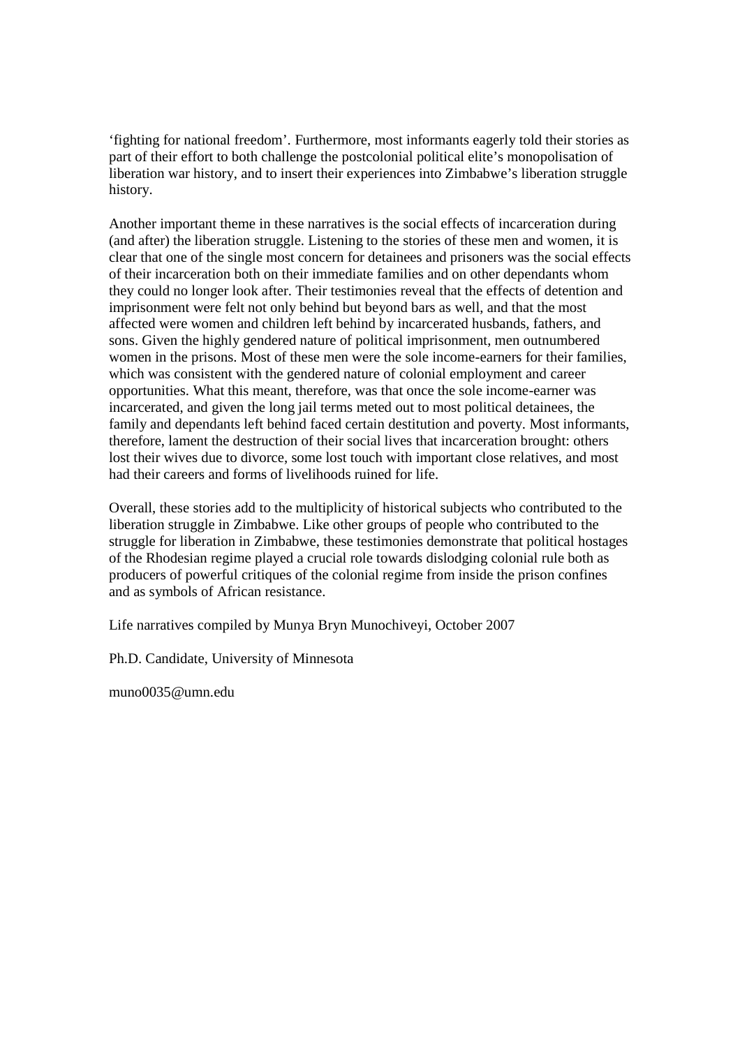'fighting for national freedom'. Furthermore, most informants eagerly told their stories as part of their effort to both challenge the postcolonial political elite's monopolisation of liberation war history, and to insert their experiences into Zimbabwe's liberation struggle history.

Another important theme in these narratives is the social effects of incarceration during (and after) the liberation struggle. Listening to the stories of these men and women, it is clear that one of the single most concern for detainees and prisoners was the social effects of their incarceration both on their immediate families and on other dependants whom they could no longer look after. Their testimonies reveal that the effects of detention and imprisonment were felt not only behind but beyond bars as well, and that the most affected were women and children left behind by incarcerated husbands, fathers, and sons. Given the highly gendered nature of political imprisonment, men outnumbered women in the prisons. Most of these men were the sole income-earners for their families, which was consistent with the gendered nature of colonial employment and career opportunities. What this meant, therefore, was that once the sole income-earner was incarcerated, and given the long jail terms meted out to most political detainees, the family and dependants left behind faced certain destitution and poverty. Most informants, therefore, lament the destruction of their social lives that incarceration brought: others lost their wives due to divorce, some lost touch with important close relatives, and most had their careers and forms of livelihoods ruined for life.

Overall, these stories add to the multiplicity of historical subjects who contributed to the liberation struggle in Zimbabwe. Like other groups of people who contributed to the struggle for liberation in Zimbabwe, these testimonies demonstrate that political hostages of the Rhodesian regime played a crucial role towards dislodging colonial rule both as producers of powerful critiques of the colonial regime from inside the prison confines and as symbols of African resistance.

Life narratives compiled by Munya Bryn Munochiveyi, October 2007

Ph.D. Candidate, University of Minnesota

muno0035@umn.edu